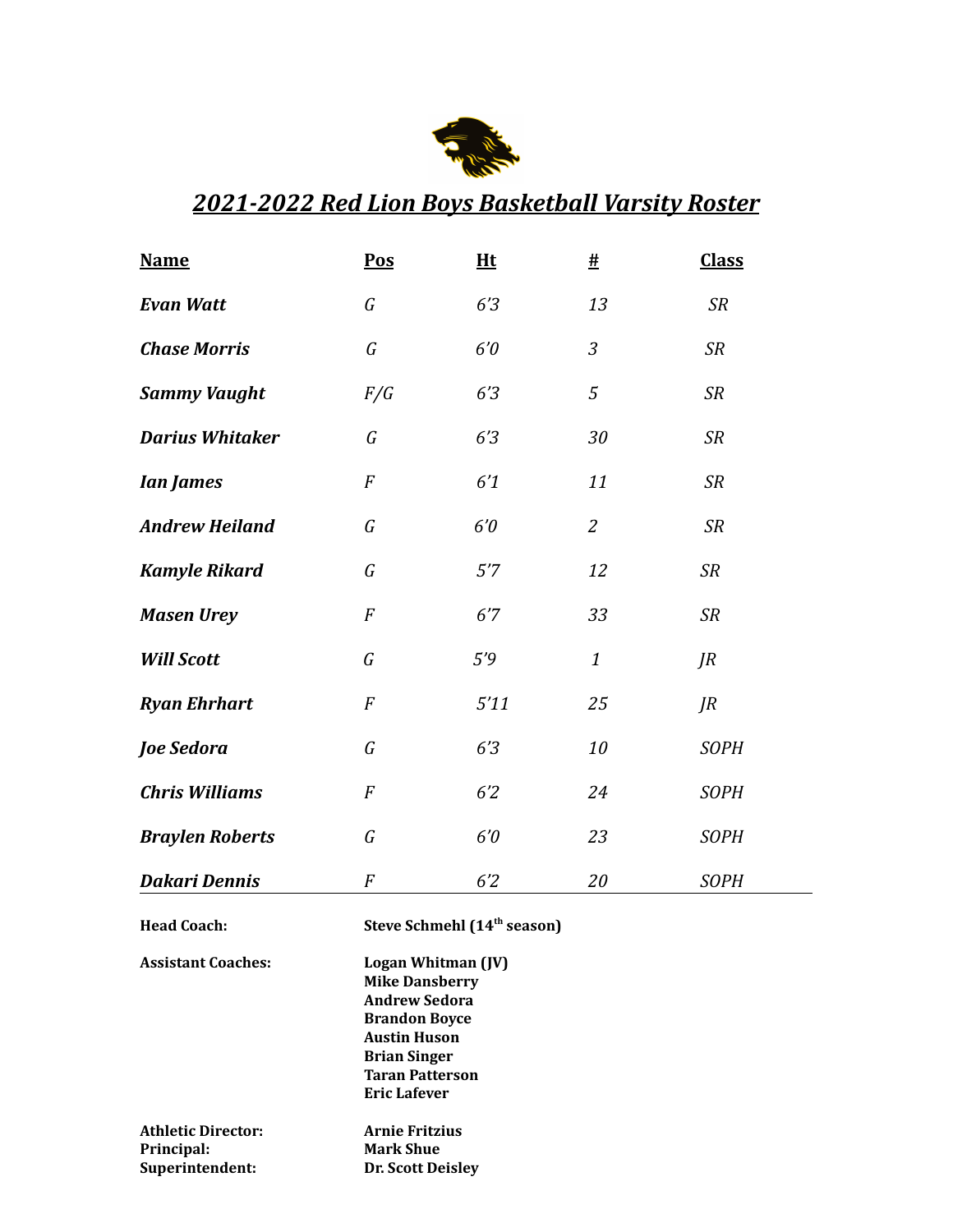# *2021-2022 Red Lion Boys Basketball Varsity Roster*

| Name | Pos | Ht | # | Class |
|---|---|---|---|---|
| ***Evan Watt*** | *G* | *6'3* | *13* | *SR* |
| ***Chase Morris*** | *G* | *6'0* | *3* | *SR* |
| ***Sammy Vaught*** | *F/G* | *6'3* | *5* | *SR* |
| ***Darius Whitaker*** | *G* | *6'3* | *30* | *SR* |
| ***Ian James*** | *F* | *6'1* | *11* | *SR* |
| ***Andrew Heiland*** | *G* | *6'0* | *2* | *SR* |
| ***Kamyle Rikard*** | *G* | *5'7* | *12* | *SR* |
| ***Masen Urey*** | *F* | *6'7* | *33* | *SR* |
| ***Will Scott*** | *G* | *5'9* | *1* | *JR* |
| ***Ryan Ehrhart*** | *F* | *5'11* | *25* | *JR* |
| ***Joe Sedora*** | *G* | *6'3* | *10* | *SOPH* |
| ***Chris Williams*** | *F* | *6'2* | *24* | *SOPH* |
| ***Braylen Roberts*** | *G* | *6'0* | *23* | *SOPH* |
| ***Dakari Dennis*** | *F* | *6'2* | *20* | *SOPH* |

**Head Coach:** **Steve Schmehl (14th season)**

**Assistant Coaches:**
**Logan Whitman (JV)**
**Mike Dansberry**
**Andrew Sedora**
**Brandon Boyce**
**Austin Huson**
**Brian Singer**
**Taran Patterson**
**Eric Lafever**

**Athletic Director:** **Arnie Fritzius**
**Principal:** **Mark Shue**
**Superintendent:** **Dr. Scott Deisley**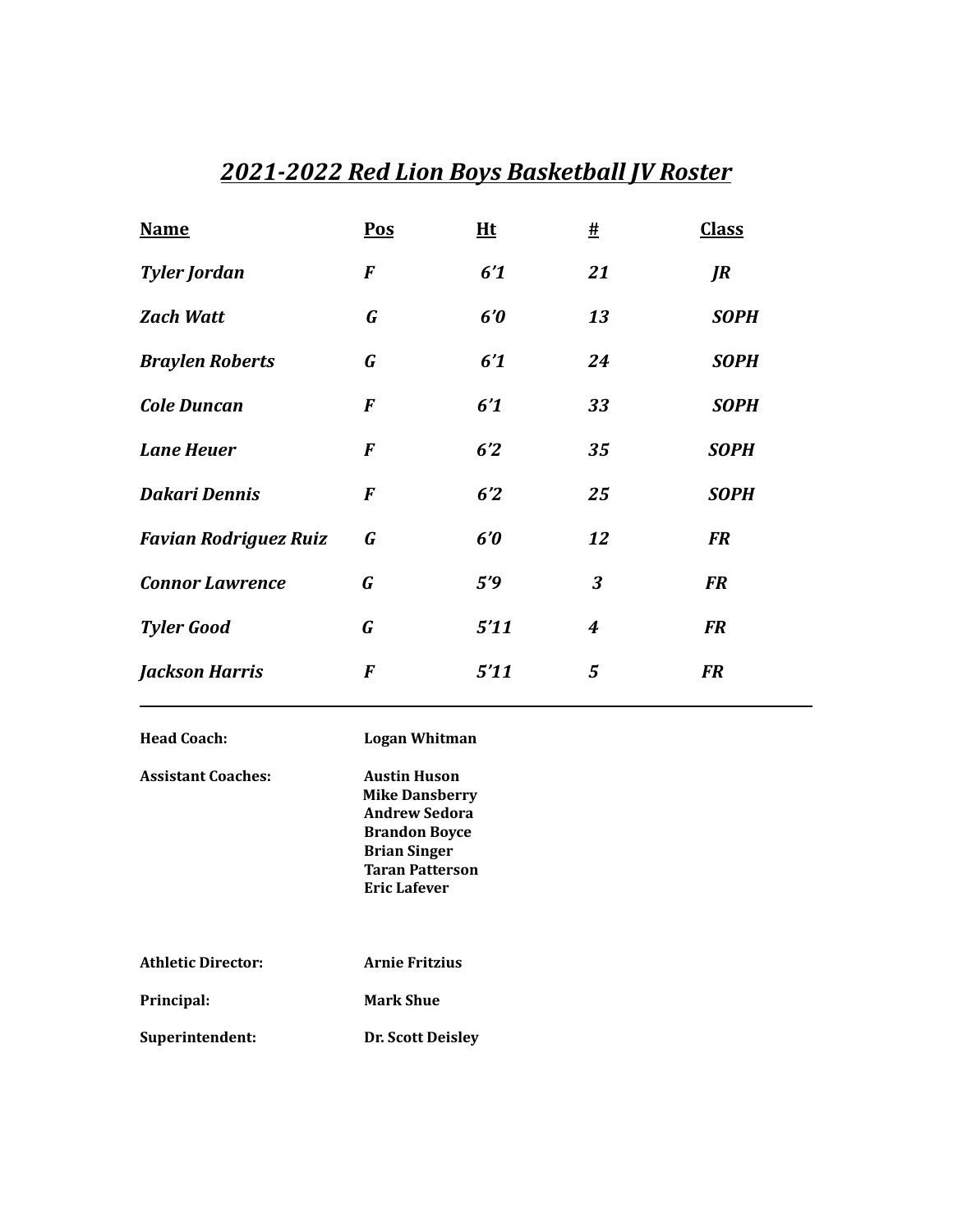## *2021-2022 Red Lion Boys Basketball JV Roster*

| Name | Pos | Ht | # | Class |
|---|---|---|---|---|
| *Tyler Jordan* | *F* | *6'1* | *21* | *JR* |
| *Zach Watt* | *G* | *6'0* | *13* | *SOPH* |
| *Braylen Roberts* | *G* | *6'1* | *24* | *SOPH* |
| *Cole Duncan* | *F* | *6'1* | *33* | *SOPH* |
| *Lane Heuer* | *F* | *6'2* | *35* | *SOPH* |
| *Dakari Dennis* | *F* | *6'2* | *25* | *SOPH* |
| *Favian Rodriguez Ruiz* | *G* | *6'0* | *12* | *FR* |
| *Connor Lawrence* | *G* | *5'9* | *3* | *FR* |
| *Tyler Good* | *G* | *5'11* | *4* | *FR* |
| *Jackson Harris* | *F* | *5'11* | *5* | *FR* |

---

**Head Coach:** **Logan Whitman**

**Assistant Coaches:**
**Austin Huson**
**Mike Dansberry**
**Andrew Sedora**
**Brandon Boyce**
**Brian Singer**
**Taran Patterson**
**Eric Lafever**

**Athletic Director:** **Arnie Fritzius**

**Principal:** **Mark Shue**

**Superintendent:** **Dr. Scott Deisley**